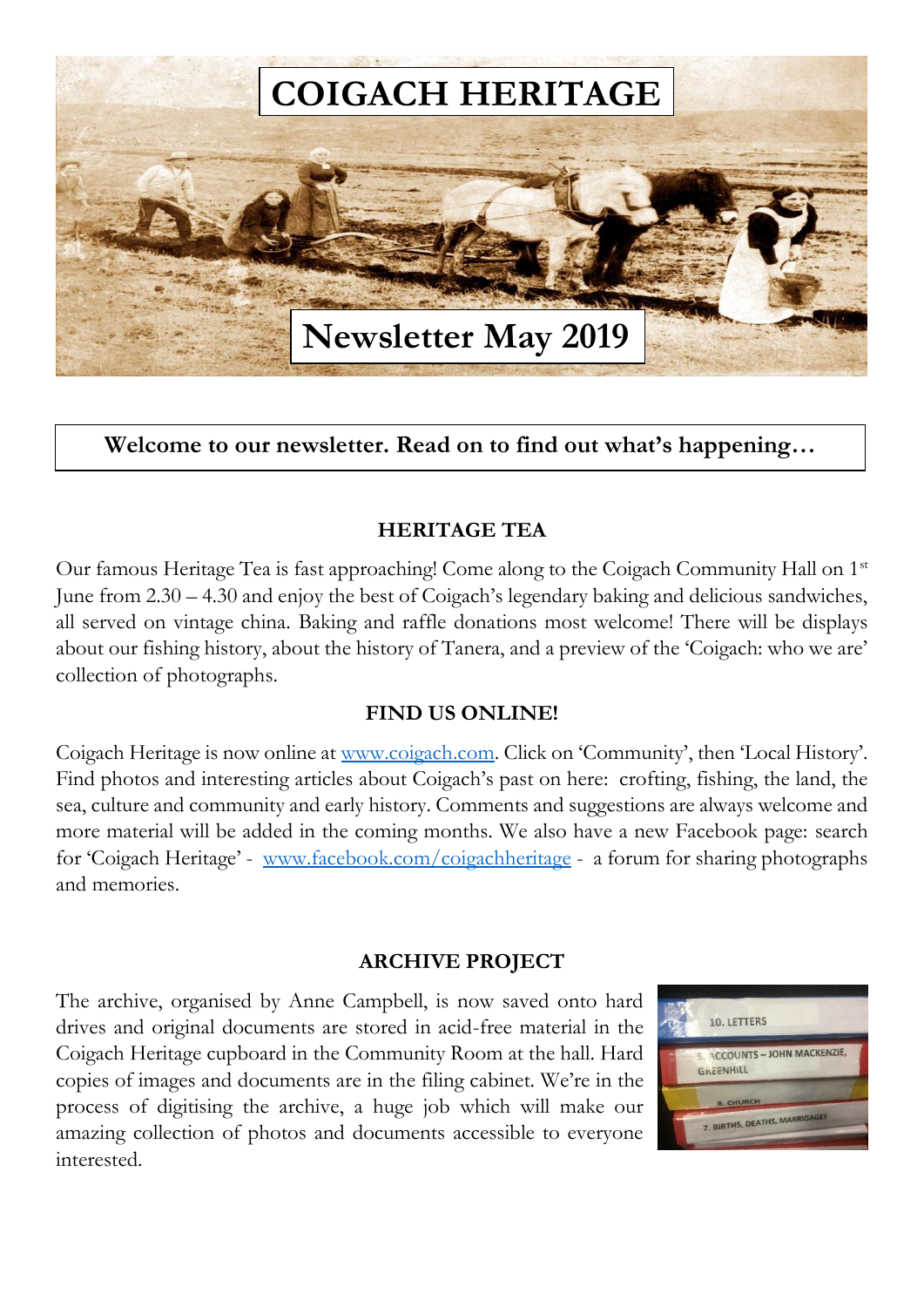# COIGACH HERITAGE

## Newsletter May 2019

**Welcome to our newsletter. Read on to find out what's happening…**

### HERITAGE TEA

Our famous Heritage Tea is fast approaching! Come along to the Coigach Community Hall on 1st June from 2.30 – 4.30 and enjoy the best of Coigach's legendary baking and delicious sandwiches, all served on vintage china. Baking and raffle donations most welcome! There will be displays about our fishing history, about the history of Tanera, and a preview of the 'Coigach: who we are' collection of photographs.

### FIND US ONLINE!

Coigach Heritage is now online at [www.coigach.com](http://www.coigach.com). Click on 'Community', then 'Local History'. Find photos and interesting articles about Coigach's past on here: crofting, fishing, the land, the sea, culture and community and early history. Comments and suggestions are always welcome and more material will be added in the coming months. We also have a new Facebook page: search for 'Coigach Heritage' - [www.facebook.com/coigachheritage](http://www.facebook.com/coigachheritage) - a forum for sharing photographs and memories.

### ARCHIVE PROJECT

The archive, organised by Anne Campbell, is now saved onto hard drives and original documents are stored in acid-free material in the Coigach Heritage cupboard in the Community Room at the hall. Hard copies of images and documents are in the filing cabinet. We're in the process of digitising the archive, a huge job which will make our amazing collection of photos and documents accessible to everyone interested.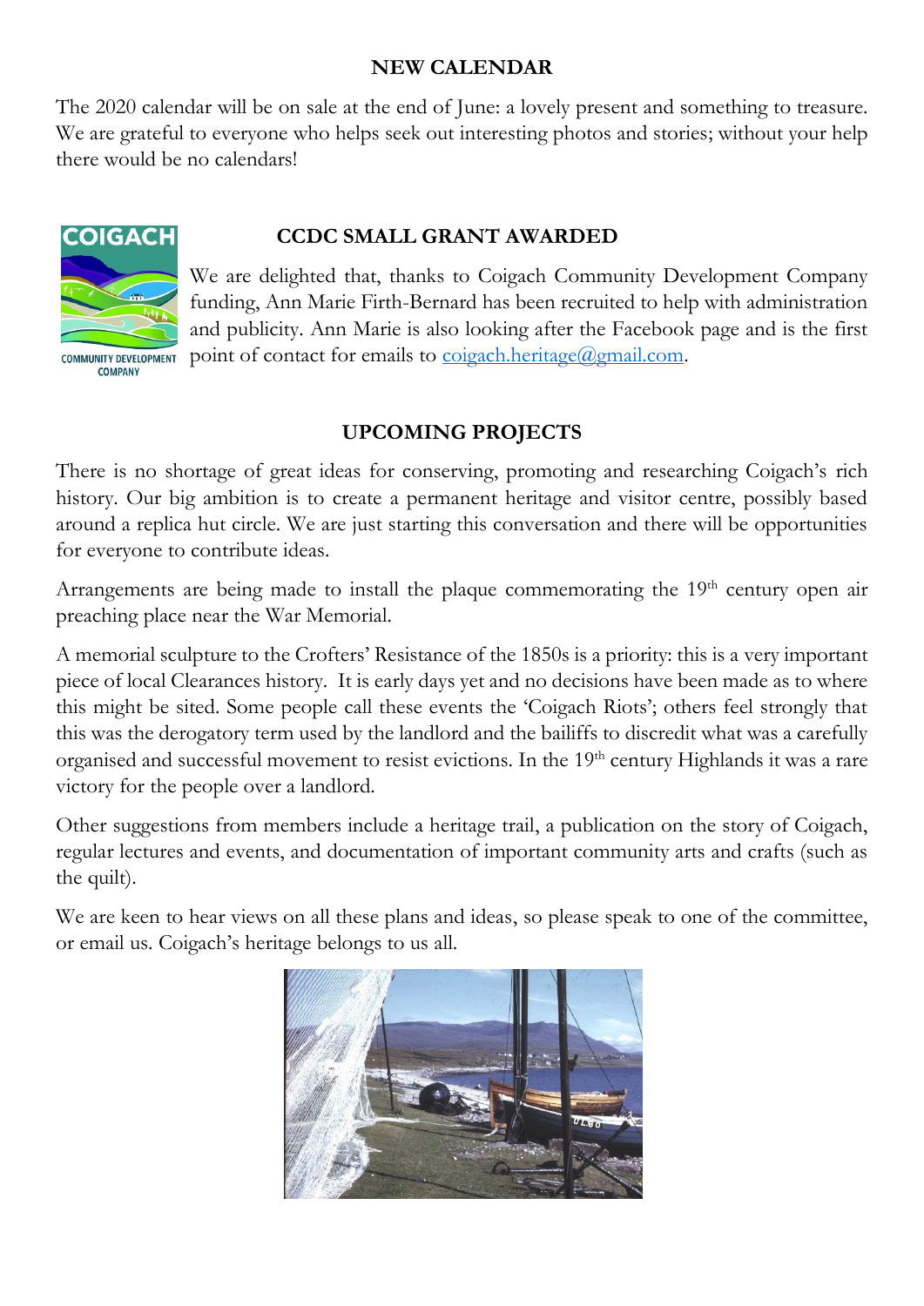## NEW CALENDAR

The 2020 calendar will be on sale at the end of June: a lovely present and something to treasure. We are grateful to everyone who helps seek out interesting photos and stories; without your help there would be no calendars!

## CCDC SMALL GRANT AWARDED

We are delighted that, thanks to Coigach Community Development Company funding, Ann Marie Firth-Bernard has been recruited to help with administration and publicity. Ann Marie is also looking after the Facebook page and is the first point of contact for emails to coigach.heritage@gmail.com.

## UPCOMING PROJECTS

There is no shortage of great ideas for conserving, promoting and researching Coigach's rich history. Our big ambition is to create a permanent heritage and visitor centre, possibly based around a replica hut circle. We are just starting this conversation and there will be opportunities for everyone to contribute ideas.

Arrangements are being made to install the plaque commemorating the 19th century open air preaching place near the War Memorial.

A memorial sculpture to the Crofters' Resistance of the 1850s is a priority: this is a very important piece of local Clearances history. It is early days yet and no decisions have been made as to where this might be sited. Some people call these events the 'Coigach Riots'; others feel strongly that this was the derogatory term used by the landlord and the bailiffs to discredit what was a carefully organised and successful movement to resist evictions. In the 19th century Highlands it was a rare victory for the people over a landlord.

Other suggestions from members include a heritage trail, a publication on the story of Coigach, regular lectures and events, and documentation of important community arts and crafts (such as the quilt).

We are keen to hear views on all these plans and ideas, so please speak to one of the committee, or email us. Coigach's heritage belongs to us all.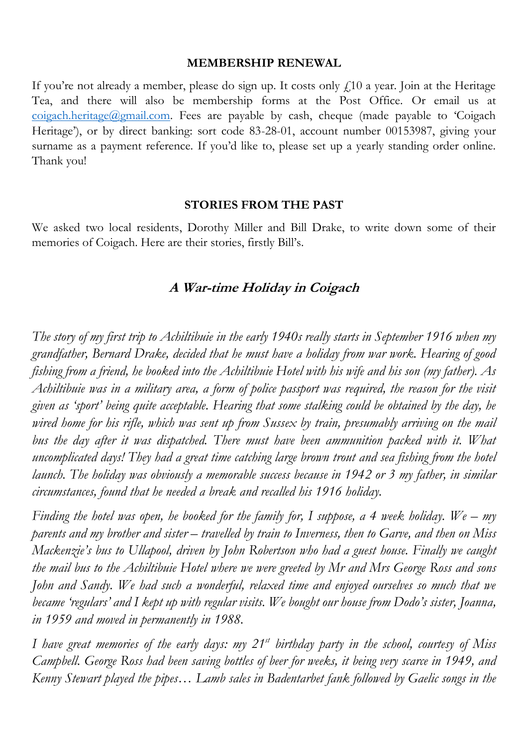## MEMBERSHIP RENEWAL

If you're not already a member, please do sign up. It costs only £10 a year. Join at the Heritage Tea, and there will also be membership forms at the Post Office. Or email us at coigach.heritage@gmail.com. Fees are payable by cash, cheque (made payable to 'Coigach Heritage'), or by direct banking: sort code 83-28-01, account number 00153987, giving your surname as a payment reference. If you'd like to, please set up a yearly standing order online. Thank you!

## STORIES FROM THE PAST

We asked two local residents, Dorothy Miller and Bill Drake, to write down some of their memories of Coigach. Here are their stories, firstly Bill's.

### *A War-time Holiday in Coigach*

*The story of my first trip to Achiltibuie in the early 1940s really starts in September 1916 when my grandfather, Bernard Drake, decided that he must have a holiday from war work. Hearing of good fishing from a friend, he booked into the Achiltibuie Hotel with his wife and his son (my father). As Achiltibuie was in a military area, a form of police passport was required, the reason for the visit given as 'sport' being quite acceptable. Hearing that some stalking could be obtained by the day, he wired home for his rifle, which was sent up from Sussex by train, presumably arriving on the mail bus the day after it was dispatched. There must have been ammunition packed with it. What uncomplicated days! They had a great time catching large brown trout and sea fishing from the hotel launch. The holiday was obviously a memorable success because in 1942 or 3 my father, in similar circumstances, found that he needed a break and recalled his 1916 holiday.*

*Finding the hotel was open, he booked for the family for, I suppose, a 4 week holiday. We – my parents and my brother and sister – travelled by train to Inverness, then to Garve, and then on Miss Mackenzie's bus to Ullapool, driven by John Robertson who had a guest house. Finally we caught the mail bus to the Achiltibuie Hotel where we were greeted by Mr and Mrs George Ross and sons John and Sandy. We had such a wonderful, relaxed time and enjoyed ourselves so much that we became 'regulars' and I kept up with regular visits. We bought our house from Dodo's sister, Joanna, in 1959 and moved in permanently in 1988.*

*I have great memories of the early days: my 21st birthday party in the school, courtesy of Miss Campbell. George Ross had been saving bottles of beer for weeks, it being very scarce in 1949, and Kenny Stewart played the pipes… Lamb sales in Badentarbet fank followed by Gaelic songs in the*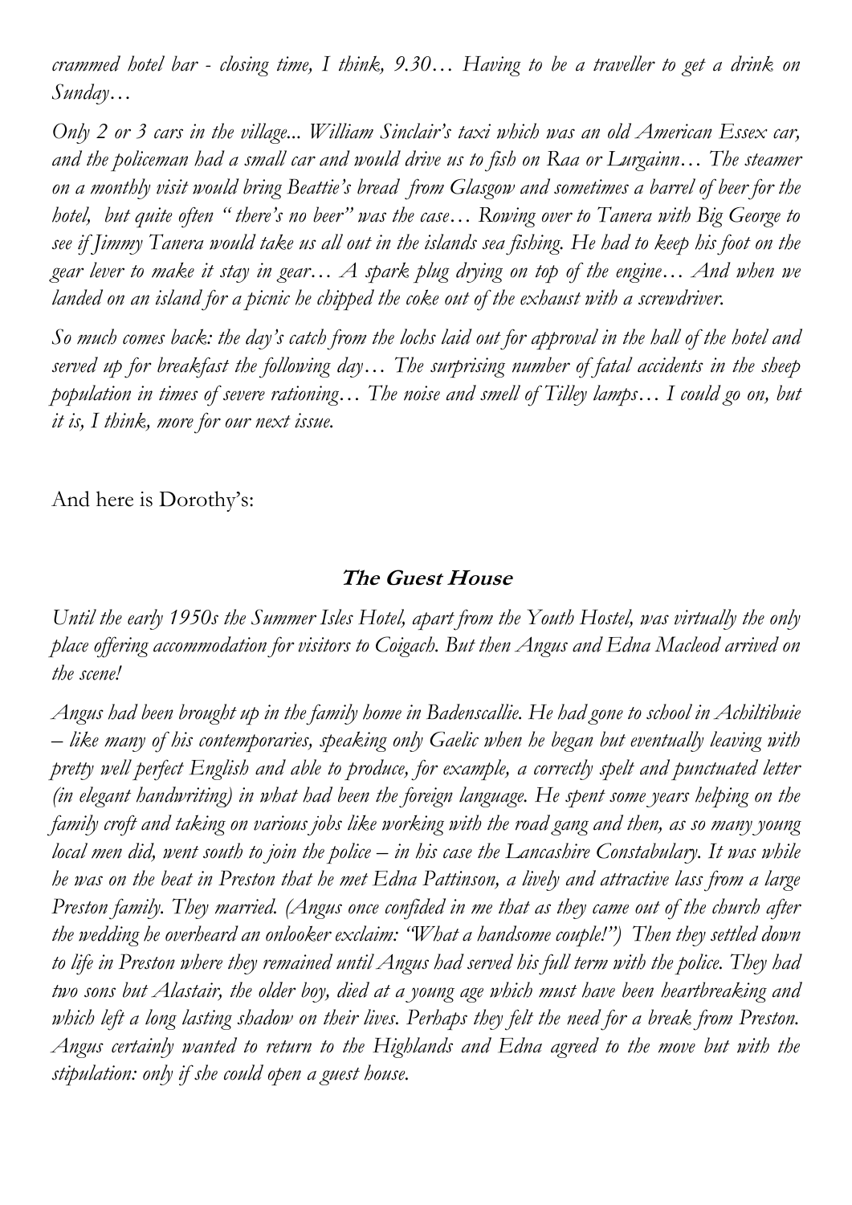*crammed hotel bar - closing time, I think, 9.30… Having to be a traveller to get a drink on Sunday…*

*Only 2 or 3 cars in the village... William Sinclair's taxi which was an old American Essex car, and the policeman had a small car and would drive us to fish on Raa or Lurgainn… The steamer on a monthly visit would bring Beattie's bread from Glasgow and sometimes a barrel of beer for the hotel, but quite often " there's no beer" was the case… Rowing over to Tanera with Big George to see if Jimmy Tanera would take us all out in the islands sea fishing. He had to keep his foot on the gear lever to make it stay in gear… A spark plug drying on top of the engine… And when we landed on an island for a picnic he chipped the coke out of the exhaust with a screwdriver.*

*So much comes back: the day's catch from the lochs laid out for approval in the hall of the hotel and served up for breakfast the following day… The surprising number of fatal accidents in the sheep population in times of severe rationing… The noise and smell of Tilley lamps… I could go on, but it is, I think, more for our next issue.*

And here is Dorothy's:

## The Guest House

*Until the early 1950s the Summer Isles Hotel, apart from the Youth Hostel, was virtually the only place offering accommodation for visitors to Coigach. But then Angus and Edna Macleod arrived on the scene!*

*Angus had been brought up in the family home in Badenscallie. He had gone to school in Achiltibuie – like many of his contemporaries, speaking only Gaelic when he began but eventually leaving with pretty well perfect English and able to produce, for example, a correctly spelt and punctuated letter (in elegant handwriting) in what had been the foreign language. He spent some years helping on the family croft and taking on various jobs like working with the road gang and then, as so many young local men did, went south to join the police – in his case the Lancashire Constabulary. It was while he was on the beat in Preston that he met Edna Pattinson, a lively and attractive lass from a large Preston family. They married. (Angus once confided in me that as they came out of the church after the wedding he overheard an onlooker exclaim: "What a handsome couple!") Then they settled down to life in Preston where they remained until Angus had served his full term with the police. They had two sons but Alastair, the older boy, died at a young age which must have been heartbreaking and which left a long lasting shadow on their lives. Perhaps they felt the need for a break from Preston. Angus certainly wanted to return to the Highlands and Edna agreed to the move but with the stipulation: only if she could open a guest house.*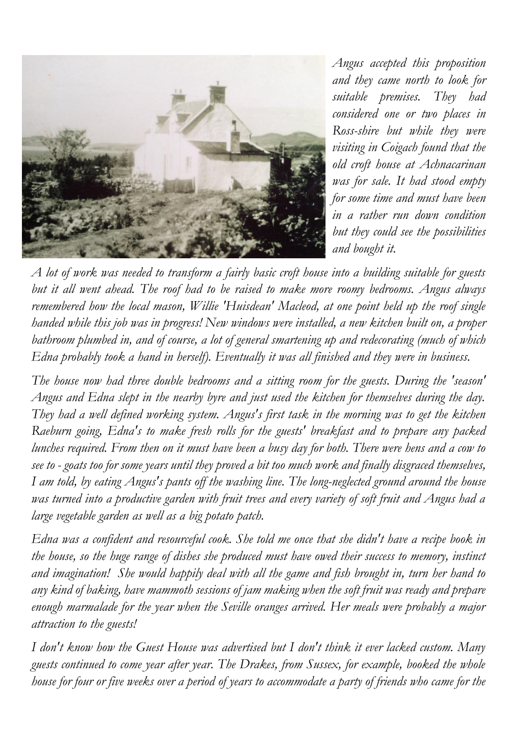*Angus accepted this proposition and they came north to look for suitable premises. They had considered one or two places in Ross-shire but while they were visiting in Coigach found that the old croft house at Achnacarinan was for sale. It had stood empty for some time and must have been in a rather run down condition but they could see the possibilities and bought it.*

*A lot of work was needed to transform a fairly basic croft house into a building suitable for guests but it all went ahead. The roof had to be raised to make more roomy bedrooms. Angus always remembered how the local mason, Willie 'Huisdean' Macleod, at one point held up the roof single handed while this job was in progress! New windows were installed, a new kitchen built on, a proper bathroom plumbed in, and of course, a lot of general smartening up and redecorating (much of which Edna probably took a hand in herself). Eventually it was all finished and they were in business.*

*The house now had three double bedrooms and a sitting room for the guests. During the 'season' Angus and Edna slept in the nearby byre and just used the kitchen for themselves during the day. They had a well defined working system. Angus's first task in the morning was to get the kitchen Raeburn going, Edna's to make fresh rolls for the guests' breakfast and to prepare any packed lunches required. From then on it must have been a busy day for both. There were hens and a cow to see to - goats too for some years until they proved a bit too much work and finally disgraced themselves, I am told, by eating Angus's pants off the washing line. The long-neglected ground around the house was turned into a productive garden with fruit trees and every variety of soft fruit and Angus had a large vegetable garden as well as a big potato patch.*

*Edna was a confident and resourceful cook. She told me once that she didn't have a recipe book in the house, so the huge range of dishes she produced must have owed their success to memory, instinct and imagination! She would happily deal with all the game and fish brought in, turn her hand to any kind of baking, have mammoth sessions of jam making when the soft fruit was ready and prepare enough marmalade for the year when the Seville oranges arrived. Her meals were probably a major attraction to the guests!*

*I don't know how the Guest House was advertised but I don't think it ever lacked custom. Many guests continued to come year after year. The Drakes, from Sussex, for example, booked the whole house for four or five weeks over a period of years to accommodate a party of friends who came for the*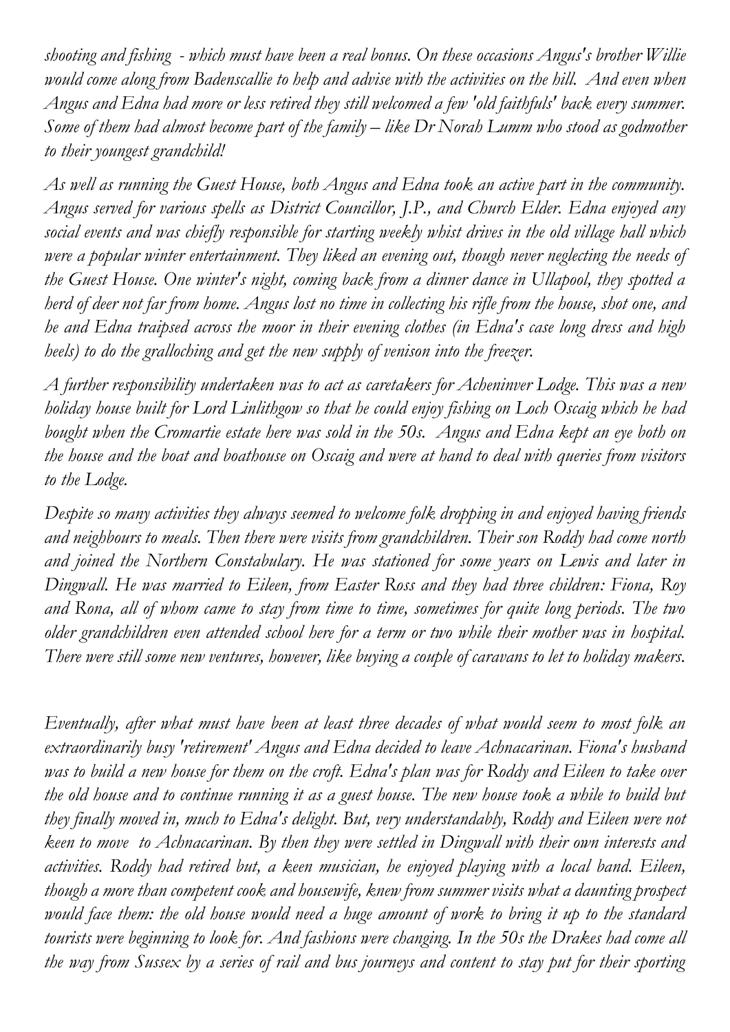*shooting and fishing - which must have been a real bonus. On these occasions Angus's brother Willie would come along from Badenscallie to help and advise with the activities on the hill. And even when Angus and Edna had more or less retired they still welcomed a few 'old faithfuls' back every summer. Some of them had almost become part of the family – like Dr Norah Lumm who stood as godmother to their youngest grandchild!*

*As well as running the Guest House, both Angus and Edna took an active part in the community. Angus served for various spells as District Councillor, J.P., and Church Elder. Edna enjoyed any social events and was chiefly responsible for starting weekly whist drives in the old village hall which were a popular winter entertainment. They liked an evening out, though never neglecting the needs of the Guest House. One winter's night, coming back from a dinner dance in Ullapool, they spotted a herd of deer not far from home. Angus lost no time in collecting his rifle from the house, shot one, and he and Edna traipsed across the moor in their evening clothes (in Edna's case long dress and high heels) to do the gralloching and get the new supply of venison into the freezer.*

*A further responsibility undertaken was to act as caretakers for Acheninver Lodge. This was a new holiday house built for Lord Linlithgow so that he could enjoy fishing on Loch Oscaig which he had bought when the Cromartie estate here was sold in the 50s. Angus and Edna kept an eye both on the house and the boat and boathouse on Oscaig and were at hand to deal with queries from visitors to the Lodge.*

*Despite so many activities they always seemed to welcome folk dropping in and enjoyed having friends and neighbours to meals. Then there were visits from grandchildren. Their son Roddy had come north and joined the Northern Constabulary. He was stationed for some years on Lewis and later in Dingwall. He was married to Eileen, from Easter Ross and they had three children: Fiona, Roy and Rona, all of whom came to stay from time to time, sometimes for quite long periods. The two older grandchildren even attended school here for a term or two while their mother was in hospital. There were still some new ventures, however, like buying a couple of caravans to let to holiday makers.*

*Eventually, after what must have been at least three decades of what would seem to most folk an extraordinarily busy 'retirement' Angus and Edna decided to leave Achnacarinan. Fiona's husband was to build a new house for them on the croft. Edna's plan was for Roddy and Eileen to take over the old house and to continue running it as a guest house. The new house took a while to build but they finally moved in, much to Edna's delight. But, very understandably, Roddy and Eileen were not keen to move to Achnacarinan. By then they were settled in Dingwall with their own interests and activities. Roddy had retired but, a keen musician, he enjoyed playing with a local band. Eileen, though a more than competent cook and housewife, knew from summer visits what a daunting prospect would face them: the old house would need a huge amount of work to bring it up to the standard tourists were beginning to look for. And fashions were changing. In the 50s the Drakes had come all the way from Sussex by a series of rail and bus journeys and content to stay put for their sporting*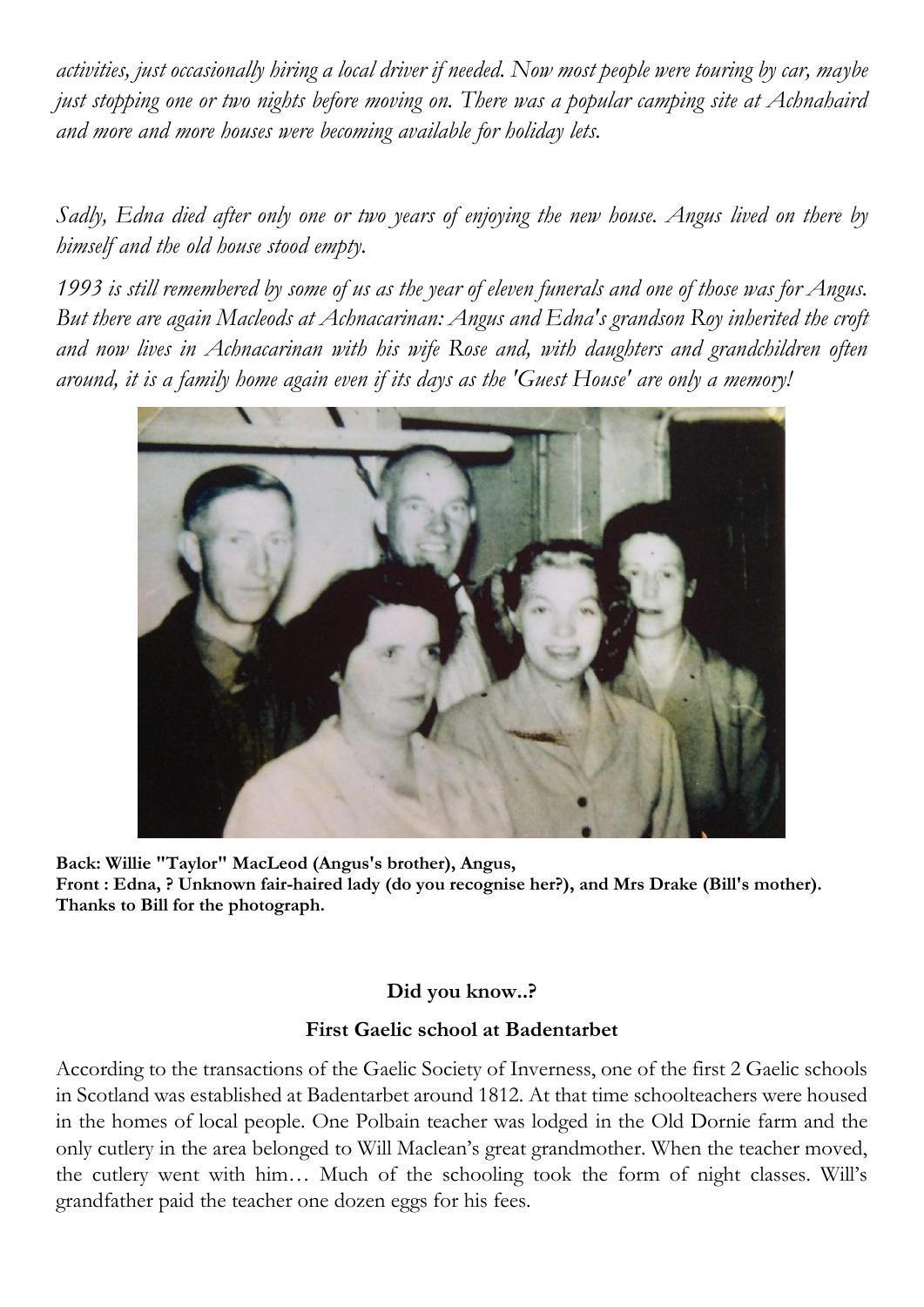*activities, just occasionally hiring a local driver if needed. Now most people were touring by car, maybe just stopping one or two nights before moving on. There was a popular camping site at Achnahaird and more and more houses were becoming available for holiday lets.*

*Sadly, Edna died after only one or two years of enjoying the new house. Angus lived on there by himself and the old house stood empty.*

*1993 is still remembered by some of us as the year of eleven funerals and one of those was for Angus. But there are again Macleods at Achnacarinan: Angus and Edna's grandson Roy inherited the croft and now lives in Achnacarinan with his wife Rose and, with daughters and grandchildren often around, it is a family home again even if its days as the 'Guest House' are only a memory!*

**Back: Willie "Taylor" MacLeod (Angus's brother), Angus,**
**Front : Edna, ? Unknown fair-haired lady (do you recognise her?), and Mrs Drake (Bill's mother). Thanks to Bill for the photograph.**

### Did you know..?

### First Gaelic school at Badentarbet

According to the transactions of the Gaelic Society of Inverness, one of the first 2 Gaelic schools in Scotland was established at Badentarbet around 1812. At that time schoolteachers were housed in the homes of local people. One Polbain teacher was lodged in the Old Dornie farm and the only cutlery in the area belonged to Will Maclean's great grandmother. When the teacher moved, the cutlery went with him… Much of the schooling took the form of night classes. Will's grandfather paid the teacher one dozen eggs for his fees.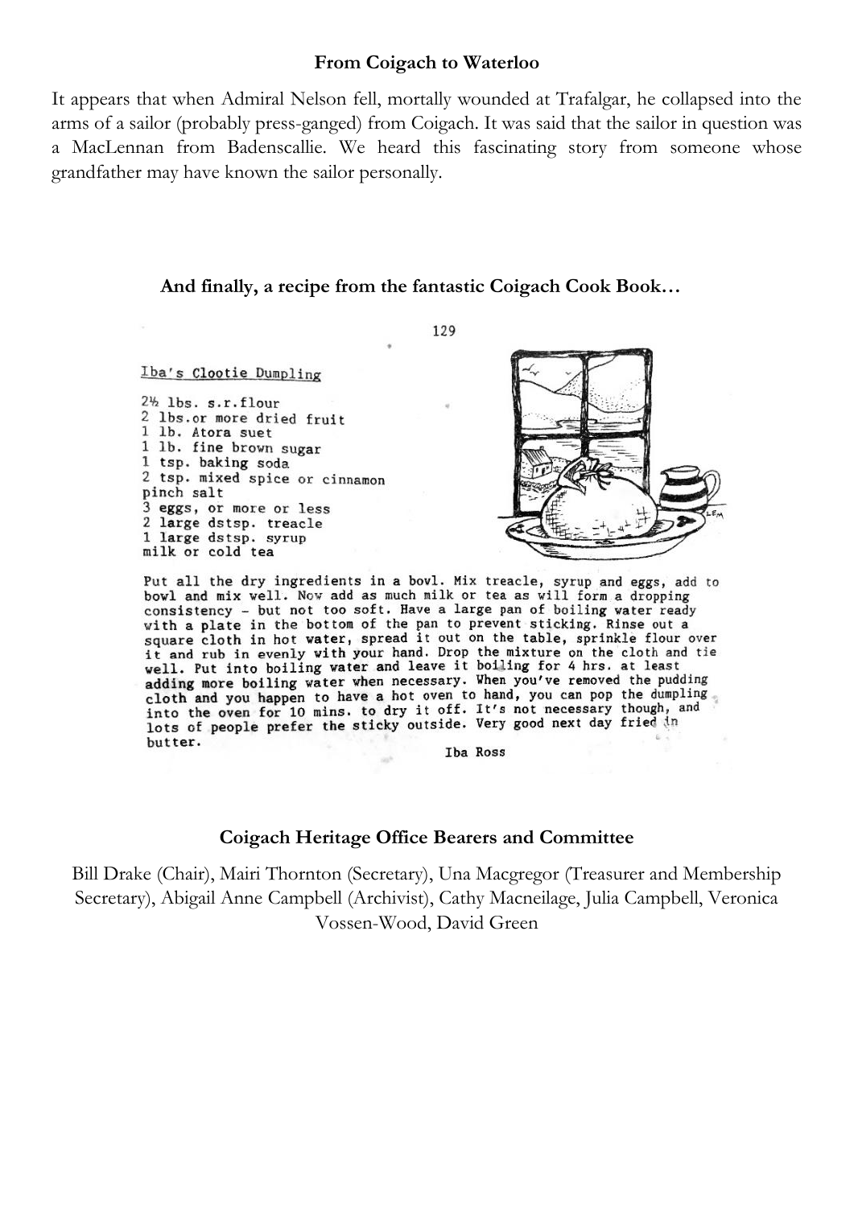### From Coigach to Waterloo

It appears that when Admiral Nelson fell, mortally wounded at Trafalgar, he collapsed into the arms of a sailor (probably press-ganged) from Coigach. It was said that the sailor in question was a MacLennan from Badenscallie. We heard this fascinating story from someone whose grandfather may have known the sailor personally.

### And finally, a recipe from the fantastic Coigach Cook Book…

129

Iba's Clootie Dumpling

2½ lbs. s.r.flour
2 lbs.or more dried fruit
1 lb. Atora suet
1 lb. fine brown sugar
1 tsp. baking soda
2 tsp. mixed spice or cinnamon
pinch salt
3 eggs, or more or less
2 large dstsp. treacle
1 large dstsp. syrup
milk or cold tea

Put all the dry ingredients in a bowl. Mix treacle, syrup and eggs, add to bowl and mix well. Now add as much milk or tea as will form a dropping consistency - but not too soft. Have a large pan of boiling water ready with a plate in the bottom of the pan to prevent sticking. Rinse out a square cloth in hot water, spread it out on the table, sprinkle flour over it and rub in evenly with your hand. Drop the mixture on the cloth and tie well. Put into boiling water and leave it boiling for 4 hrs. at least adding more boiling water when necessary. When you've removed the pudding cloth and you happen to have a hot oven to hand, you can pop the dumpling into the oven for 10 mins. to dry it off. It's not necessary though, and lots of people prefer the sticky outside. Very good next day fried in butter.

Iba Ross

### Coigach Heritage Office Bearers and Committee

Bill Drake (Chair), Mairi Thornton (Secretary), Una Macgregor (Treasurer and Membership Secretary), Abigail Anne Campbell (Archivist), Cathy Macneilage, Julia Campbell, Veronica Vossen-Wood, David Green